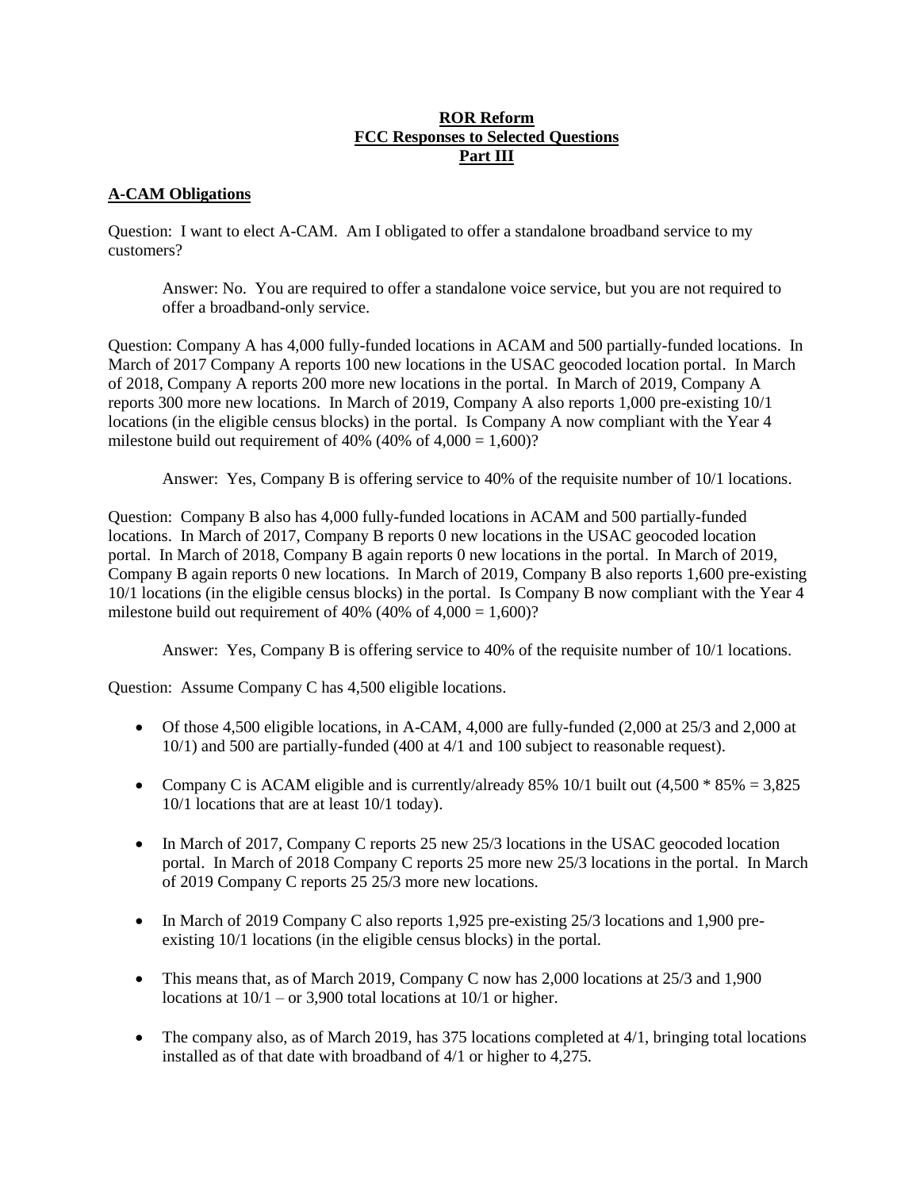**ROR Reform**
**FCC Responses to Selected Questions**
**Part III**

**A-CAM Obligations**

Question: I want to elect A-CAM. Am I obligated to offer a standalone broadband service to my customers?

> Answer: No. You are required to offer a standalone voice service, but you are not required to offer a broadband-only service.

Question: Company A has 4,000 fully-funded locations in ACAM and 500 partially-funded locations. In March of 2017 Company A reports 100 new locations in the USAC geocoded location portal. In March of 2018, Company A reports 200 more new locations in the portal. In March of 2019, Company A reports 300 more new locations. In March of 2019, Company A also reports 1,000 pre-existing 10/1 locations (in the eligible census blocks) in the portal. Is Company A now compliant with the Year 4 milestone build out requirement of 40% (40% of 4,000 = 1,600)?

> Answer: Yes, Company B is offering service to 40% of the requisite number of 10/1 locations.

Question: Company B also has 4,000 fully-funded locations in ACAM and 500 partially-funded locations. In March of 2017, Company B reports 0 new locations in the USAC geocoded location portal. In March of 2018, Company B again reports 0 new locations in the portal. In March of 2019, Company B again reports 0 new locations. In March of 2019, Company B also reports 1,600 pre-existing 10/1 locations (in the eligible census blocks) in the portal. Is Company B now compliant with the Year 4 milestone build out requirement of 40% (40% of 4,000 = 1,600)?

> Answer: Yes, Company B is offering service to 40% of the requisite number of 10/1 locations.

Question: Assume Company C has 4,500 eligible locations.

- Of those 4,500 eligible locations, in A-CAM, 4,000 are fully-funded (2,000 at 25/3 and 2,000 at 10/1) and 500 are partially-funded (400 at 4/1 and 100 subject to reasonable request).
- Company C is ACAM eligible and is currently/already 85% 10/1 built out (4,500 * 85% = 3,825 10/1 locations that are at least 10/1 today).
- In March of 2017, Company C reports 25 new 25/3 locations in the USAC geocoded location portal. In March of 2018 Company C reports 25 more new 25/3 locations in the portal. In March of 2019 Company C reports 25 25/3 more new locations.
- In March of 2019 Company C also reports 1,925 pre-existing 25/3 locations and 1,900 pre-existing 10/1 locations (in the eligible census blocks) in the portal.
- This means that, as of March 2019, Company C now has 2,000 locations at 25/3 and 1,900 locations at 10/1 – or 3,900 total locations at 10/1 or higher.
- The company also, as of March 2019, has 375 locations completed at 4/1, bringing total locations installed as of that date with broadband of 4/1 or higher to 4,275.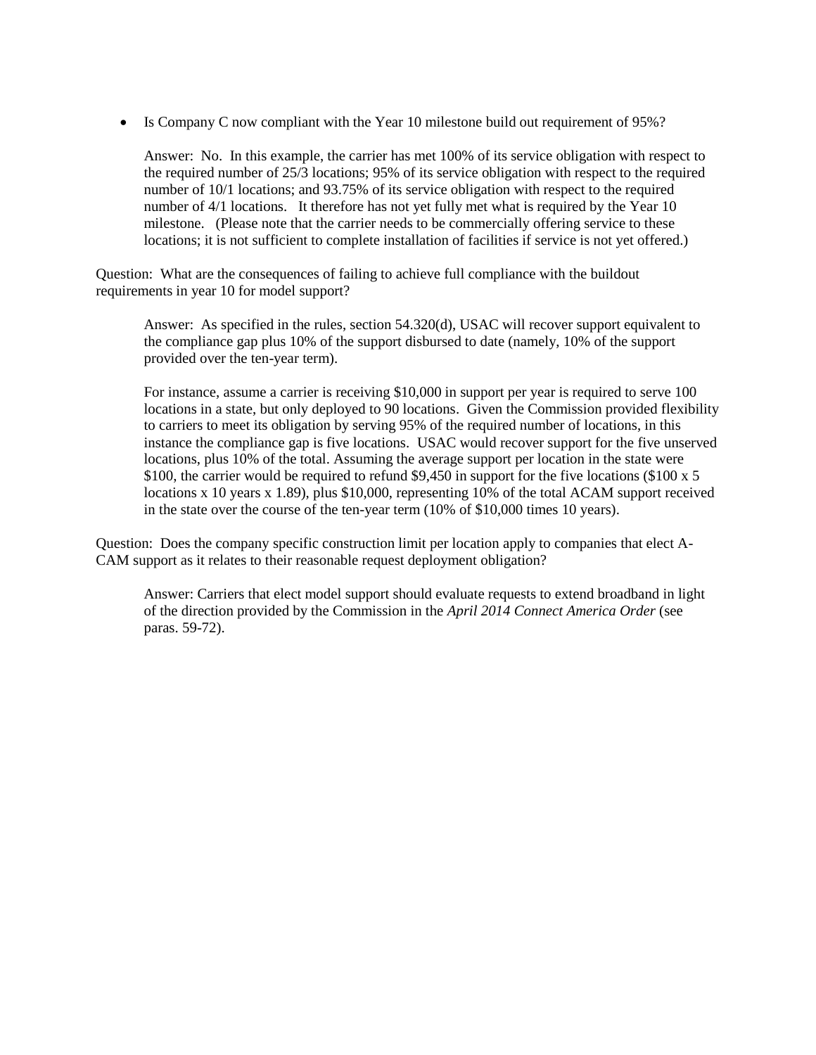- Is Company C now compliant with the Year 10 milestone build out requirement of 95%?

  Answer: No. In this example, the carrier has met 100% of its service obligation with respect to the required number of 25/3 locations; 95% of its service obligation with respect to the required number of 10/1 locations; and 93.75% of its service obligation with respect to the required number of 4/1 locations. It therefore has not yet fully met what is required by the Year 10 milestone. (Please note that the carrier needs to be commercially offering service to these locations; it is not sufficient to complete installation of facilities if service is not yet offered.)

Question: What are the consequences of failing to achieve full compliance with the buildout requirements in year 10 for model support?

> Answer: As specified in the rules, section 54.320(d), USAC will recover support equivalent to the compliance gap plus 10% of the support disbursed to date (namely, 10% of the support provided over the ten-year term).
>
> For instance, assume a carrier is receiving $10,000 in support per year is required to serve 100 locations in a state, but only deployed to 90 locations. Given the Commission provided flexibility to carriers to meet its obligation by serving 95% of the required number of locations, in this instance the compliance gap is five locations. USAC would recover support for the five unserved locations, plus 10% of the total. Assuming the average support per location in the state were $100, the carrier would be required to refund $9,450 in support for the five locations ($100 x 5 locations x 10 years x 1.89), plus $10,000, representing 10% of the total ACAM support received in the state over the course of the ten-year term (10% of $10,000 times 10 years).

Question: Does the company specific construction limit per location apply to companies that elect A-CAM support as it relates to their reasonable request deployment obligation?

> Answer: Carriers that elect model support should evaluate requests to extend broadband in light of the direction provided by the Commission in the *April 2014 Connect America Order* (see paras. 59-72).